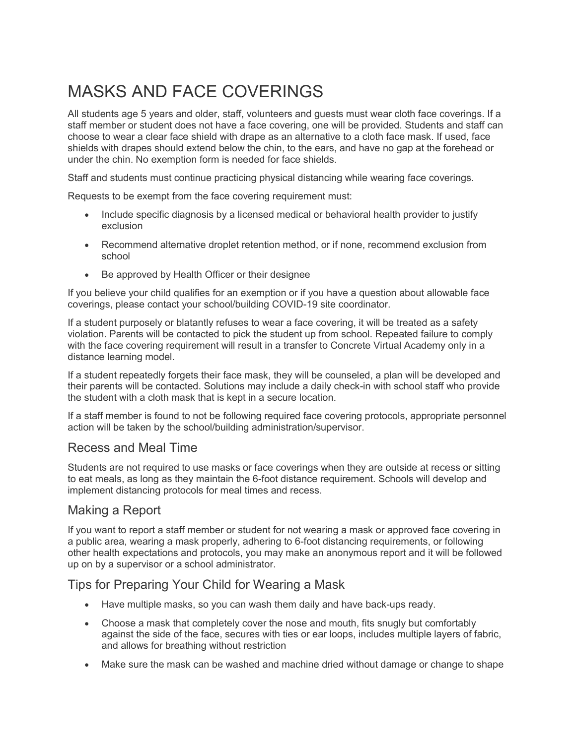# MASKS AND FACE COVERINGS

All students age 5 years and older, staff, volunteers and guests must wear cloth face coverings. If a staff member or student does not have a face covering, one will be provided. Students and staff can choose to wear a clear face shield with drape as an alternative to a cloth face mask. If used, face shields with drapes should extend below the chin, to the ears, and have no gap at the forehead or under the chin. No exemption form is needed for face shields.

Staff and students must continue practicing physical distancing while wearing face coverings.

Requests to be exempt from the face covering requirement must:

- Include specific diagnosis by a licensed medical or behavioral health provider to justify exclusion
- Recommend alternative droplet retention method, or if none, recommend exclusion from school
- Be approved by Health Officer or their designee

If you believe your child qualifies for an exemption or if you have a question about allowable face coverings, please contact your school/building COVID-19 site coordinator.

If a student purposely or blatantly refuses to wear a face covering, it will be treated as a safety violation. Parents will be contacted to pick the student up from school. Repeated failure to comply with the face covering requirement will result in a transfer to Concrete Virtual Academy only in a distance learning model.

If a student repeatedly forgets their face mask, they will be counseled, a plan will be developed and their parents will be contacted. Solutions may include a daily check-in with school staff who provide the student with a cloth mask that is kept in a secure location.

If a staff member is found to not be following required face covering protocols, appropriate personnel action will be taken by the school/building administration/supervisor.

## Recess and Meal Time

Students are not required to use masks or face coverings when they are outside at recess or sitting to eat meals, as long as they maintain the 6-foot distance requirement. Schools will develop and implement distancing protocols for meal times and recess.

## Making a Report

If you want to report a staff member or student for not wearing a mask or approved face covering in a public area, wearing a mask properly, adhering to 6-foot distancing requirements, or following other health expectations and protocols, you may make an anonymous report and it will be followed up on by a supervisor or a school administrator.

## Tips for Preparing Your Child for Wearing a Mask

- Have multiple masks, so you can wash them daily and have back-ups ready.
- Choose a mask that completely cover the nose and mouth, fits snugly but comfortably against the side of the face, secures with ties or ear loops, includes multiple layers of fabric, and allows for breathing without restriction
- Make sure the mask can be washed and machine dried without damage or change to shape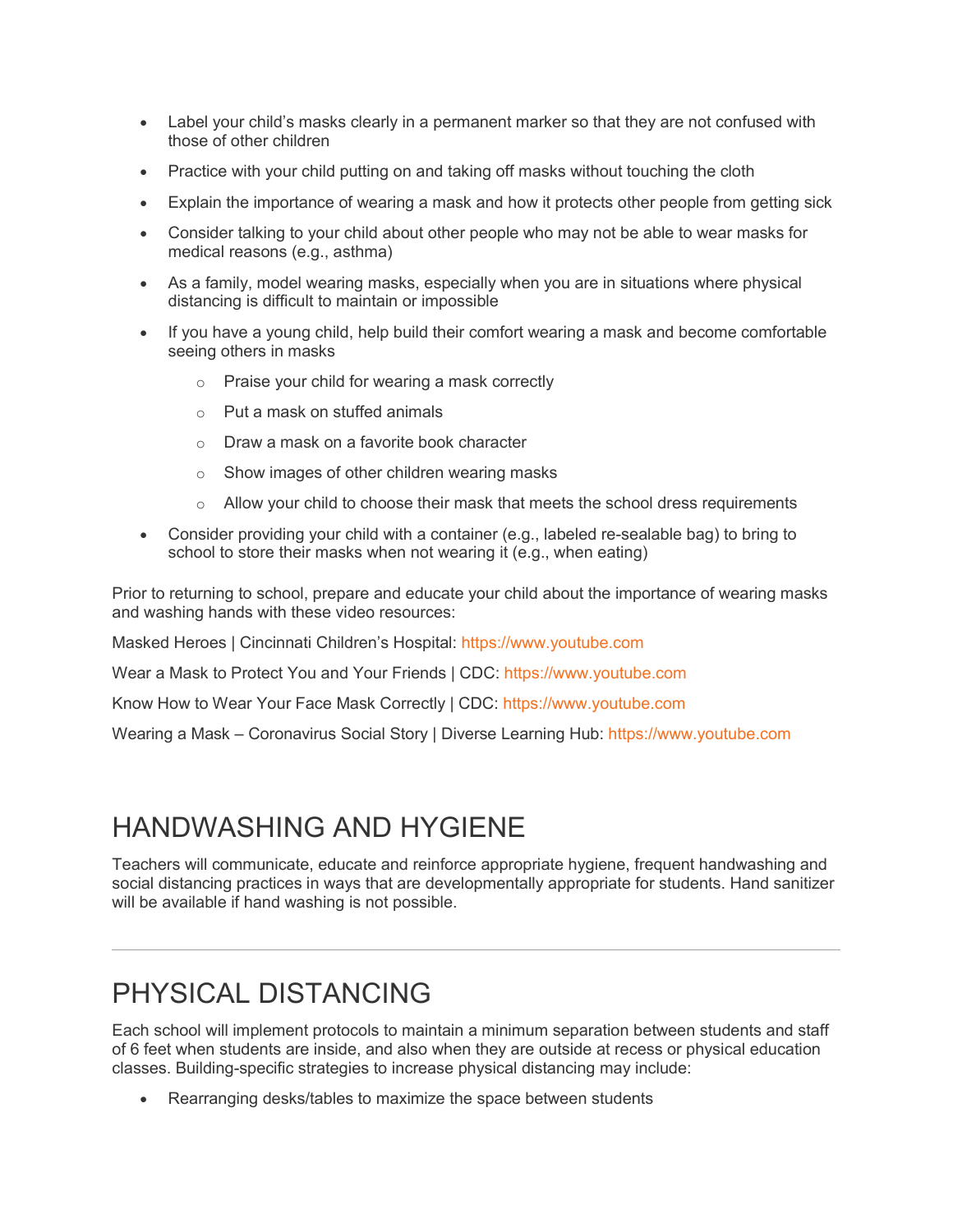- Label your child's masks clearly in a permanent marker so that they are not confused with those of other children
- Practice with your child putting on and taking off masks without touching the cloth
- Explain the importance of wearing a mask and how it protects other people from getting sick
- Consider talking to your child about other people who may not be able to wear masks for medical reasons (e.g., asthma)
- As a family, model wearing masks, especially when you are in situations where physical distancing is difficult to maintain or impossible
- If you have a young child, help build their comfort wearing a mask and become comfortable seeing others in masks
  - Praise your child for wearing a mask correctly
  - Put a mask on stuffed animals
  - Draw a mask on a favorite book character
  - Show images of other children wearing masks
  - Allow your child to choose their mask that meets the school dress requirements
- Consider providing your child with a container (e.g., labeled re-sealable bag) to bring to school to store their masks when not wearing it (e.g., when eating)

Prior to returning to school, prepare and educate your child about the importance of wearing masks and washing hands with these video resources:

Masked Heroes | Cincinnati Children's Hospital: https://www.youtube.com

Wear a Mask to Protect You and Your Friends | CDC: https://www.youtube.com

Know How to Wear Your Face Mask Correctly | CDC: https://www.youtube.com

Wearing a Mask – Coronavirus Social Story | Diverse Learning Hub: https://www.youtube.com

# HANDWASHING AND HYGIENE

Teachers will communicate, educate and reinforce appropriate hygiene, frequent handwashing and social distancing practices in ways that are developmentally appropriate for students. Hand sanitizer will be available if hand washing is not possible.

---

# PHYSICAL DISTANCING

Each school will implement protocols to maintain a minimum separation between students and staff of 6 feet when students are inside, and also when they are outside at recess or physical education classes. Building-specific strategies to increase physical distancing may include:

- Rearranging desks/tables to maximize the space between students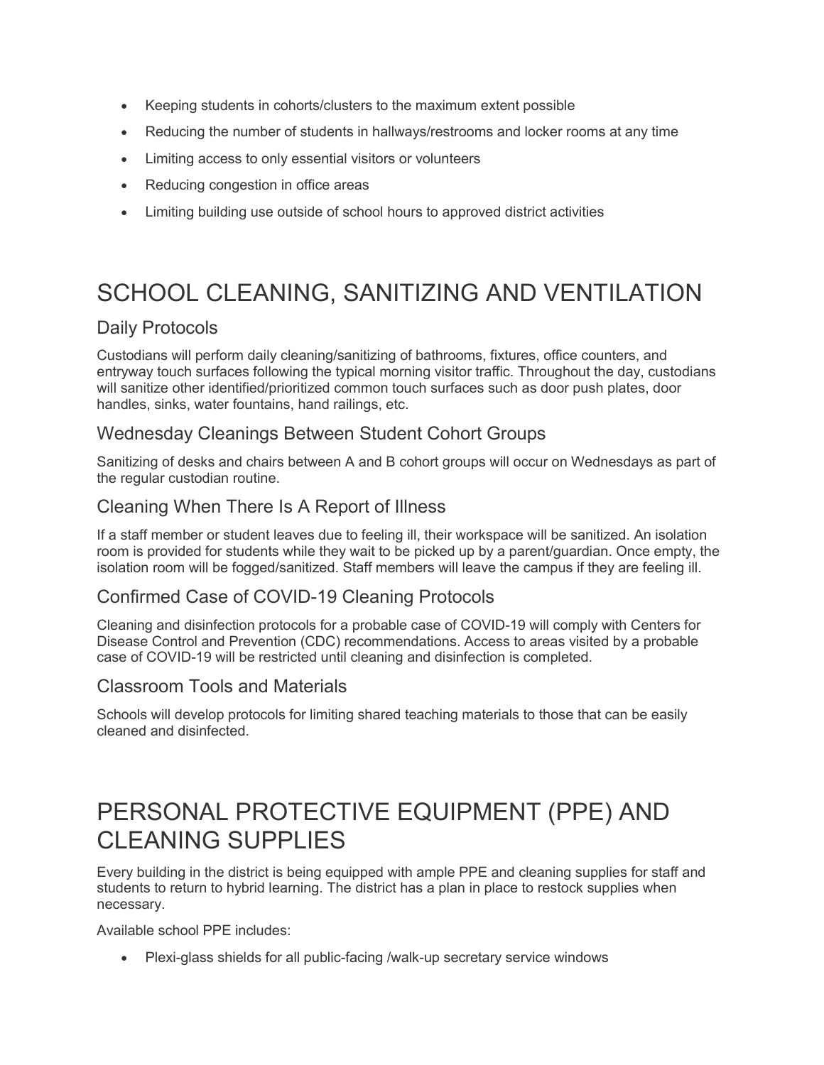- Keeping students in cohorts/clusters to the maximum extent possible
- Reducing the number of students in hallways/restrooms and locker rooms at any time
- Limiting access to only essential visitors or volunteers
- Reducing congestion in office areas
- Limiting building use outside of school hours to approved district activities

# SCHOOL CLEANING, SANITIZING AND VENTILATION

## Daily Protocols

Custodians will perform daily cleaning/sanitizing of bathrooms, fixtures, office counters, and entryway touch surfaces following the typical morning visitor traffic. Throughout the day, custodians will sanitize other identified/prioritized common touch surfaces such as door push plates, door handles, sinks, water fountains, hand railings, etc.

## Wednesday Cleanings Between Student Cohort Groups

Sanitizing of desks and chairs between A and B cohort groups will occur on Wednesdays as part of the regular custodian routine.

## Cleaning When There Is A Report of Illness

If a staff member or student leaves due to feeling ill, their workspace will be sanitized. An isolation room is provided for students while they wait to be picked up by a parent/guardian. Once empty, the isolation room will be fogged/sanitized. Staff members will leave the campus if they are feeling ill.

## Confirmed Case of COVID-19 Cleaning Protocols

Cleaning and disinfection protocols for a probable case of COVID-19 will comply with Centers for Disease Control and Prevention (CDC) recommendations. Access to areas visited by a probable case of COVID-19 will be restricted until cleaning and disinfection is completed.

## Classroom Tools and Materials

Schools will develop protocols for limiting shared teaching materials to those that can be easily cleaned and disinfected.

# PERSONAL PROTECTIVE EQUIPMENT (PPE) AND CLEANING SUPPLIES

Every building in the district is being equipped with ample PPE and cleaning supplies for staff and students to return to hybrid learning. The district has a plan in place to restock supplies when necessary.

Available school PPE includes:

- Plexi-glass shields for all public-facing /walk-up secretary service windows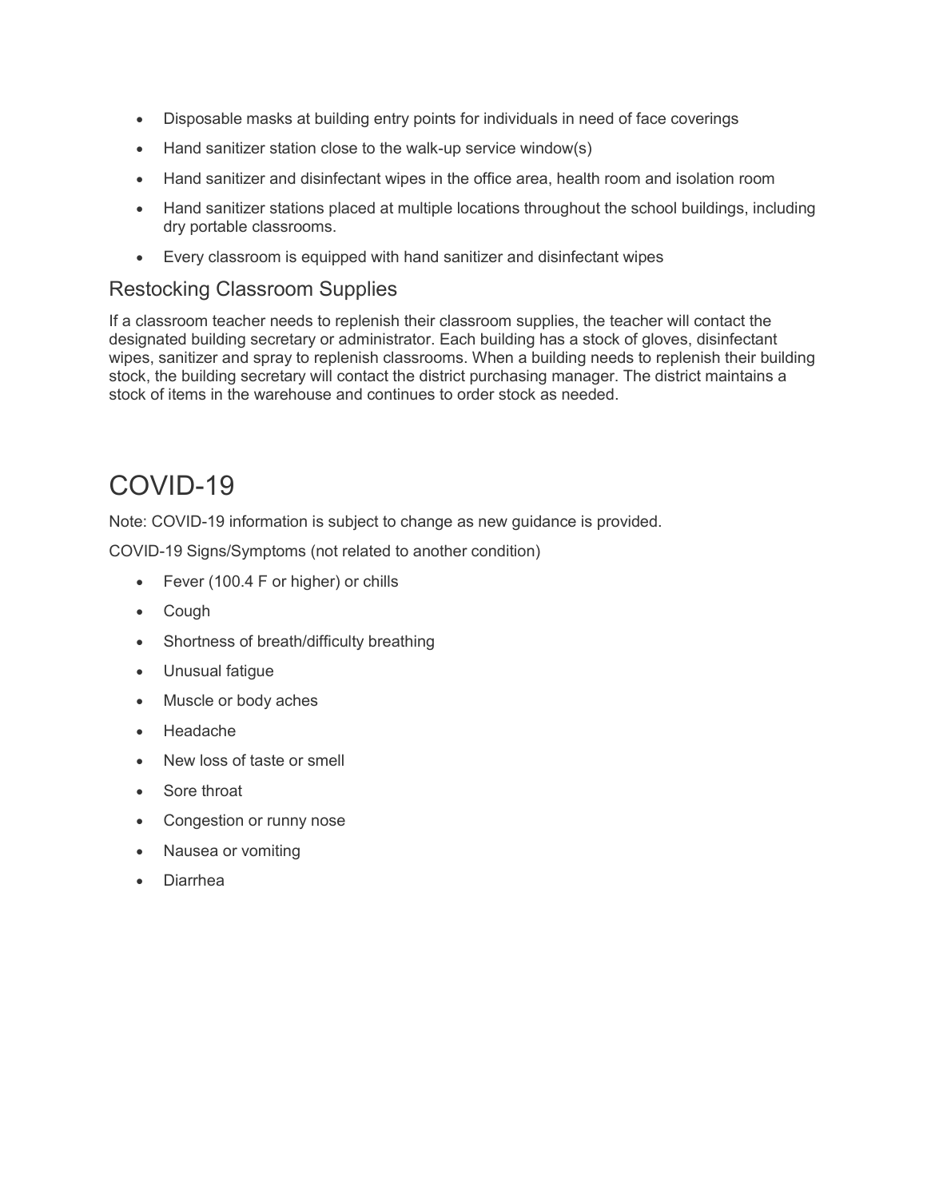- Disposable masks at building entry points for individuals in need of face coverings
- Hand sanitizer station close to the walk-up service window(s)
- Hand sanitizer and disinfectant wipes in the office area, health room and isolation room
- Hand sanitizer stations placed at multiple locations throughout the school buildings, including dry portable classrooms.
- Every classroom is equipped with hand sanitizer and disinfectant wipes

## Restocking Classroom Supplies

If a classroom teacher needs to replenish their classroom supplies, the teacher will contact the designated building secretary or administrator. Each building has a stock of gloves, disinfectant wipes, sanitizer and spray to replenish classrooms. When a building needs to replenish their building stock, the building secretary will contact the district purchasing manager. The district maintains a stock of items in the warehouse and continues to order stock as needed.

# COVID-19

Note: COVID-19 information is subject to change as new guidance is provided.

COVID-19 Signs/Symptoms (not related to another condition)

- Fever (100.4 F or higher) or chills
- Cough
- Shortness of breath/difficulty breathing
- Unusual fatigue
- Muscle or body aches
- Headache
- New loss of taste or smell
- Sore throat
- Congestion or runny nose
- Nausea or vomiting
- Diarrhea